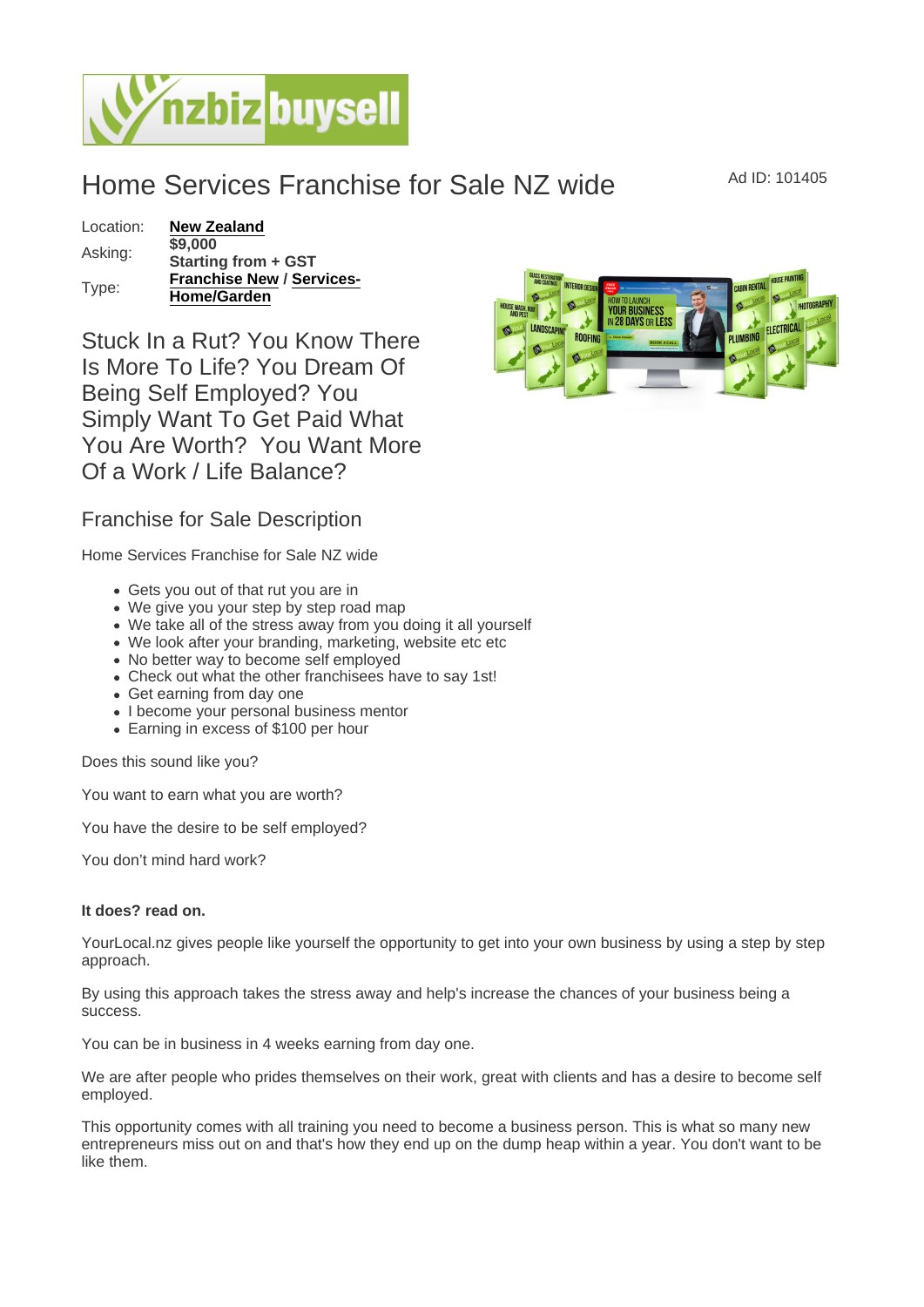# Home Services Franchise for Sale NZ wide

Ad ID: 101405

| | |
|---|---|
| Location: | **New Zealand** |
| Asking: | **$9,000 Starting from + GST** |
| Type: | **Franchise New / Services-Home/Garden** |

## Stuck In a Rut? You Know There Is More To Life? You Dream Of Being Self Employed? You Simply Want To Get Paid What You Are Worth? You Want More Of a Work / Life Balance?

### Franchise for Sale Description

Home Services Franchise for Sale NZ wide

- Gets you out of that rut you are in
- We give you your step by step road map
- We take all of the stress away from you doing it all yourself
- We look after your branding, marketing, website etc etc
- No better way to become self employed
- Check out what the other franchisees have to say 1st!
- Get earning from day one
- I become your personal business mentor
- Earning in excess of $100 per hour

Does this sound like you?

You want to earn what you are worth?

You have the desire to be self employed?

You don't mind hard work?

**It does? read on.**

YourLocal.nz gives people like yourself the opportunity to get into your own business by using a step by step approach.

By using this approach takes the stress away and help's increase the chances of your business being a success.

You can be in business in 4 weeks earning from day one.

We are after people who prides themselves on their work, great with clients and has a desire to become self employed.

This opportunity comes with all training you need to become a business person. This is what so many new entrepreneurs miss out on and that's how they end up on the dump heap within a year. You don't want to be like them.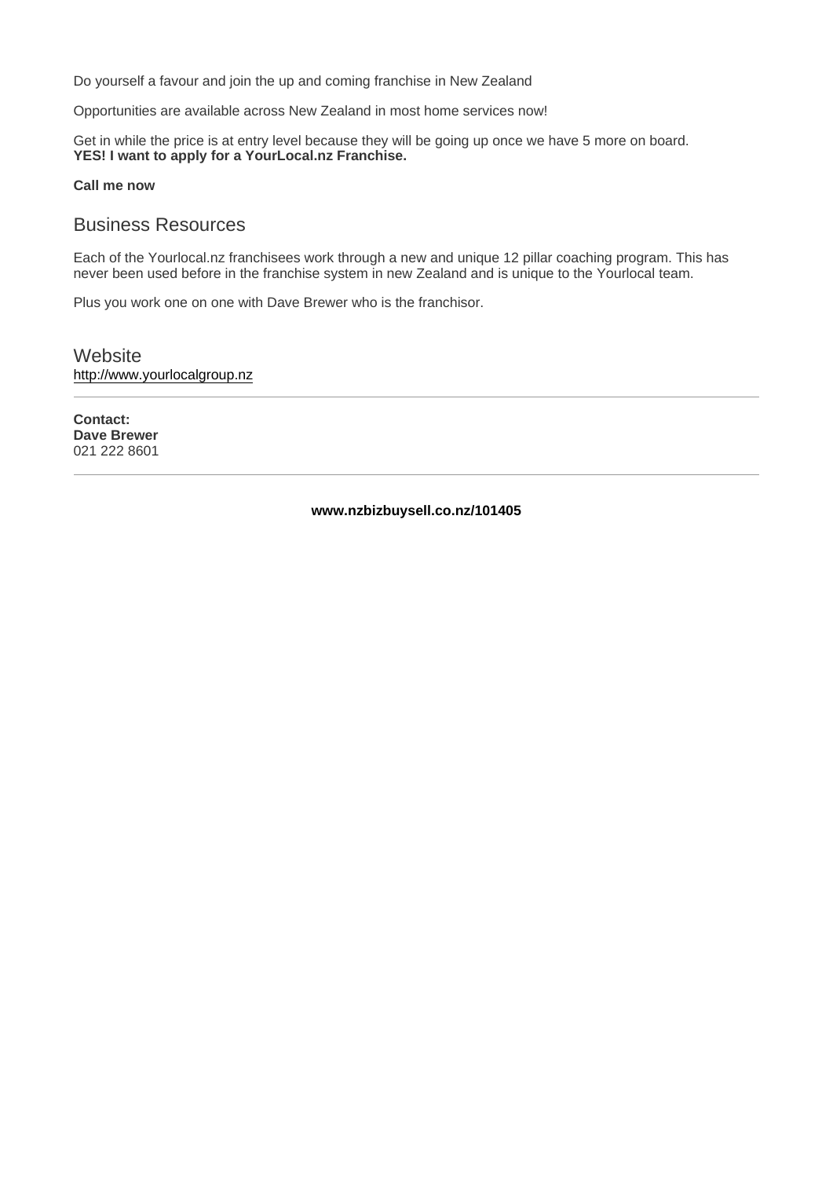Do yourself a favour and join the up and coming franchise in New Zealand

Opportunities are available across New Zealand in most home services now!

Get in while the price is at entry level because they will be going up once we have 5 more on board.
**YES! I want to apply for a YourLocal.nz Franchise.**

**Call me now**

## Business Resources

Each of the Yourlocal.nz franchisees work through a new and unique 12 pillar coaching program. This has never been used before in the franchise system in new Zealand and is unique to the Yourlocal team.

Plus you work one on one with Dave Brewer who is the franchisor.

## Website

http://www.yourlocalgroup.nz

---

**Contact:**
**Dave Brewer**
021 222 8601

---

**www.nzbizbuysell.co.nz/101405**